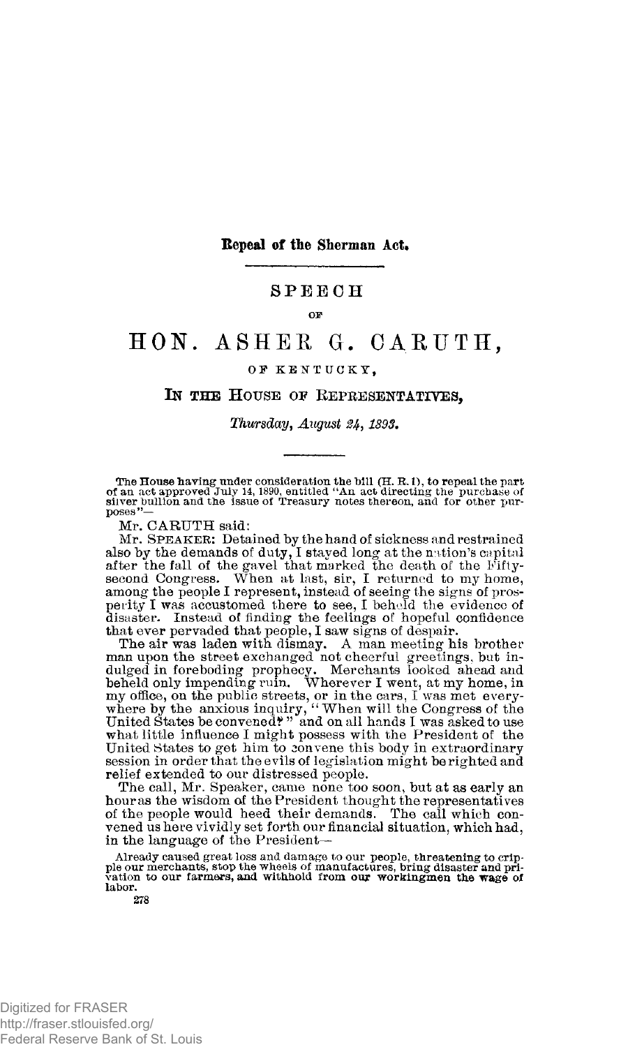**Repeal of the Sherman Act.**

# SPEECH

OF

# HON. ASHER G. CARUTH,

OF KENTUCKY,

## IN THE HOUSE OF REPRESENTATIVES,

*Thursday, August 24, 1893.*

The House having under consideration the bill (H. R. 1), to repeal the part of an act approved July 14, 1890, entitled "An act directing the purchase of silver bullion and the issue of Treasury notes thereon, and for other purposes"—

Mr. CARUTH said:

Mr. SPEAKER: Detained by the hand of sickness and restrained also by the demands of duty, I stayed long at the nation's capital after the fall of the gavel that marked the death of the Fifty-second Congress. When at last, sir, I returned to my home, among the people I represent, instead of seeing the signs of prosperity I was accustomed there to see, I beheld the evidence of disaster. Instead of finding the feelings of hopeful confidence that ever pervaded that people, I saw signs of despair.

The air was laden with dismay. A man meeting his brother man upon the street exchanged not cheerful greetings, but indulged in foreboding prophecy. Merchants looked ahead and beheld only impending ruin. Wherever I went, at my home, in my office, on the public streets, or in the cars, I was met everywhere by the anxious inquiry, "When will the Congress of the United States be convened?" and on all hands I was asked to use what little influence I might possess with the President of the United States to get him to convene this body in extraordinary session in order that the evils of legislation might be righted and relief extended to our distressed people.

The call, Mr. Speaker, came none too soon, but at as early an hour as the wisdom of the President thought the representatives of the people would heed their demands. The call which convened us here vividly set forth our financial situation, which had, in the language of the President—

> Already caused great loss and damage to our people, threatening to cripple our merchants, stop the wheels of manufactures, bring disaster and privation to our farmers, and withhold from our workingmen the wage of labor.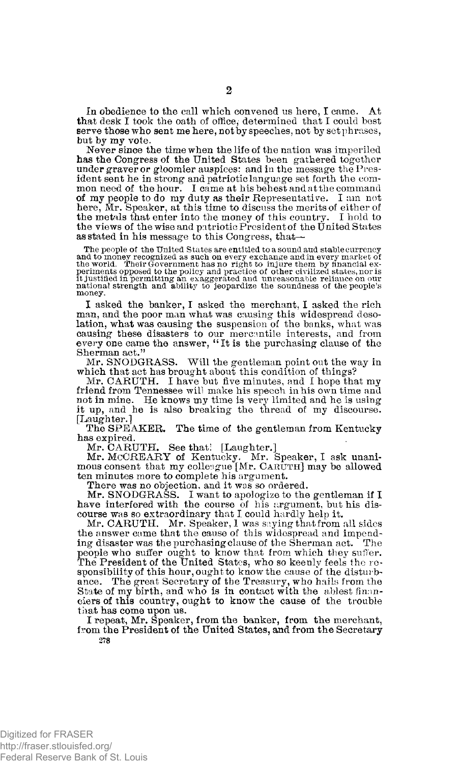In obedience to the call which convened us here, I came. At that desk I took the oath of office, determined that I could best serve those who sent me here, not by speeches, not by set phrases, but by my vote.

Never since the time when the life of the nation was imperiled has the Congress of the United States been gathered together under graver or gloomier auspices: and in the message the President sent he in strong and patriotic language set forth the common need of the hour. I came at his behest and at the command of my people to do my duty as their Representative. I am not here, Mr. Speaker, at this time to discuss the merits of either of the metals that enter into the money of this country. I hold to the views of the wise and patriotic President of the United States as stated in his message to this Congress, that—

> The people of the United States are entitled to a sound and stable currency and to money recognized as such on every exchange and in every market of the world. Their Government has no right to injure them by financial experiments opposed to the policy and practice of other civilized states, nor is it justified in permitting an exaggerated and unreasonable reliance on our national strength and ability to jeopardize the soundness of the people's money.

I asked the banker, I asked the merchant, I asked the rich man, and the poor man what was causing this widespread desolation, what was causing the suspension of the banks, what was causing these disasters to our mercantile interests, and from every one came the answer, "It is the purchasing clause of the Sherman act."

Mr. SNODGRASS. Will the gentleman point out the way in which that act has brought about this condition of things?

Mr. CARUTH. I have but five minutes, and I hope that my friend from Tennessee will make his speech in his own time and not in mine. He knows my time is very limited and he is using it up, and he is also breaking the thread of my discourse. [Laughter.]

The SPEAKER. The time of the gentleman from Kentucky has expired.

Mr. CARUTH. See that! [Laughter.]

Mr. McCREARY of Kentucky. Mr. Speaker, I ask unanimous consent that my colleague [Mr. CARUTH] may be allowed ten minutes more to complete his argument.

There was no objection, and it was so ordered.

Mr. SNODGRASS. I want to apologize to the gentleman if I have interfered with the course of his argument, but his discourse was so extraordinary that I could hardly help it.

Mr. CARUTH. Mr. Speaker, I was saying that from all sides the answer came that the cause of this widespread and impending disaster was the purchasing clause of the Sherman act. The people who suffer ought to know that from which they suffer. The President of the United States, who so keenly feels the responsibility of this hour, ought to know the cause of the disturbance. The great Secretary of the Treasury, who hails from the State of my birth, and who is in contact with the ablest financiers of this country, ought to know the cause of the trouble that has come upon us.

I repeat, Mr. Speaker, from the banker, from the merchant, from the President of the United States, and from the Secretary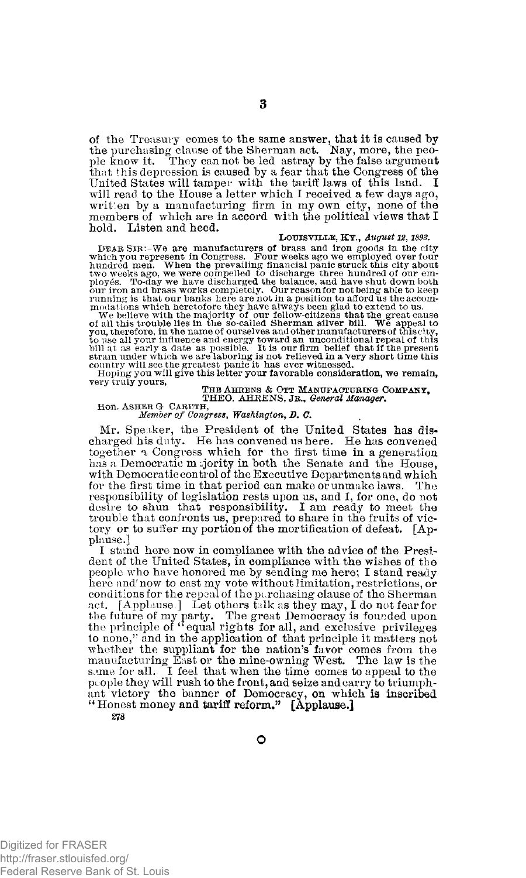of the Treasury comes to the same answer, that it is caused by the purchasing clause of the Sherman act. Nay, more, the people know it. They can not be led astray by the false argument that this depression is caused by a fear that the Congress of the United States will tamper with the tariff laws of this land. I will read to the House a letter which I received a few days ago, written by a manufacturing firm in my own city, none of the members of which are in accord with the political views that I hold. Listen and heed.

LOUISVILLE, KY., *August 12, 1893.*

DEAR SIR:-We are manufacturers of brass and iron goods in the city which you represent in Congress. Four weeks ago we employed over four hundred men. When the prevailing financial panic struck this city about two weeks ago, we were compelled to discharge three hundred of our employés. To-day we have discharged the balance, and have shut down both our iron and brass works completely. Our reason for not being able to keep running is that our banks here are not in a position to afford us the accommodations which heretofore they have always been glad to extend to us.

We believe with the majority of our fellow-citizens that the great cause of all this trouble lies in the so-called Sherman silver bill. We appeal to you, therefore, in the name of ourselves and other manufacturers of this city, to use all your influence and energy toward an unconditional repeal of this bill at as early a date as possible. It is our firm belief that if the present strain under which we are laboring is not relieved in a very short time this country will see the greatest panic it has ever witnessed.

Hoping you will give this letter your favorable consideration, we remain, very truly yours,

THE AHRENS & OTT MANUFACTURING COMPANY,
THEO. AHRENS, JR., *General Manager.*

Hon. ASHER G. CARUTH,
*Member of Congress, Washington, D. C.*

Mr. Speaker, the President of the United States has discharged his duty. He has convened us here. He has convened together a Congress which for the first time in a generation has a Democratic majority in both the Senate and the House, with Democratic control of the Executive Departments and which for the first time in that period can make or unmake laws. The responsibility of legislation rests upon us, and I, for one, do not desire to shun that responsibility. I am ready to meet the trouble that confronts us, prepared to share in the fruits of victory or to suffer my portion of the mortification of defeat. [Applause.]

I stand here now in compliance with the advice of the President of the United States, in compliance with the wishes of the people who have honored me by sending me here; I stand ready here and now to cast my vote without limitation, restrictions, or conditions for the repeal of the purchasing clause of the Sherman act. [Applause.] Let others talk as they may, I do not fear for the future of my party. The great Democracy is founded upon the principle of "equal rights for all, and exclusive privileges to none," and in the application of that principle it matters not whether the suppliant for the nation's favor comes from the manufacturing East or the mine-owning West. The law is the same for all. I feel that when the time comes to appeal to the people they will rush to the front, and seize and carry to triumphant victory the banner of Democracy, on which is inscribed "Honest money and tariff reform." [Applause.]

278

O